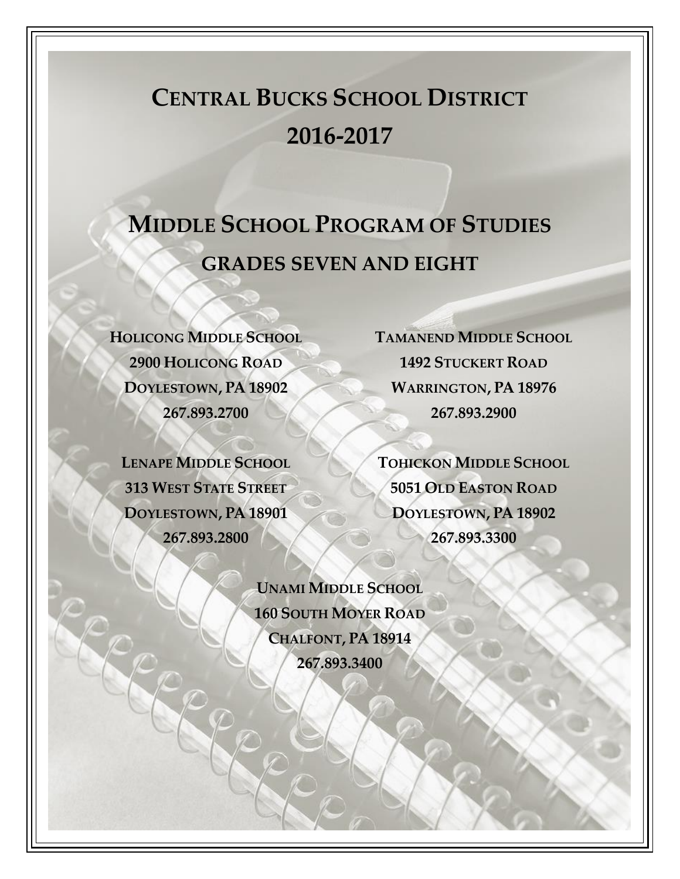# Central Bucks School District
# 2016-2017

# Middle School Program of Studies
## Grades Seven and Eight

**Holicong Middle School**
**2900 Holicong Road**
**Doylestown, PA 18902**
**267.893.2700**

**Tamanend Middle School**
**1492 Stuckert Road**
**Warrington, PA 18976**
**267.893.2900**

**Lenape Middle School**
**313 West State Street**
**Doylestown, PA 18901**
**267.893.2800**

**Tohickon Middle School**
**5051 Old Easton Road**
**Doylestown, PA 18902**
**267.893.3300**

**Unami Middle School**
**160 South Moyer Road**
**Chalfont, PA 18914**
**267.893.3400**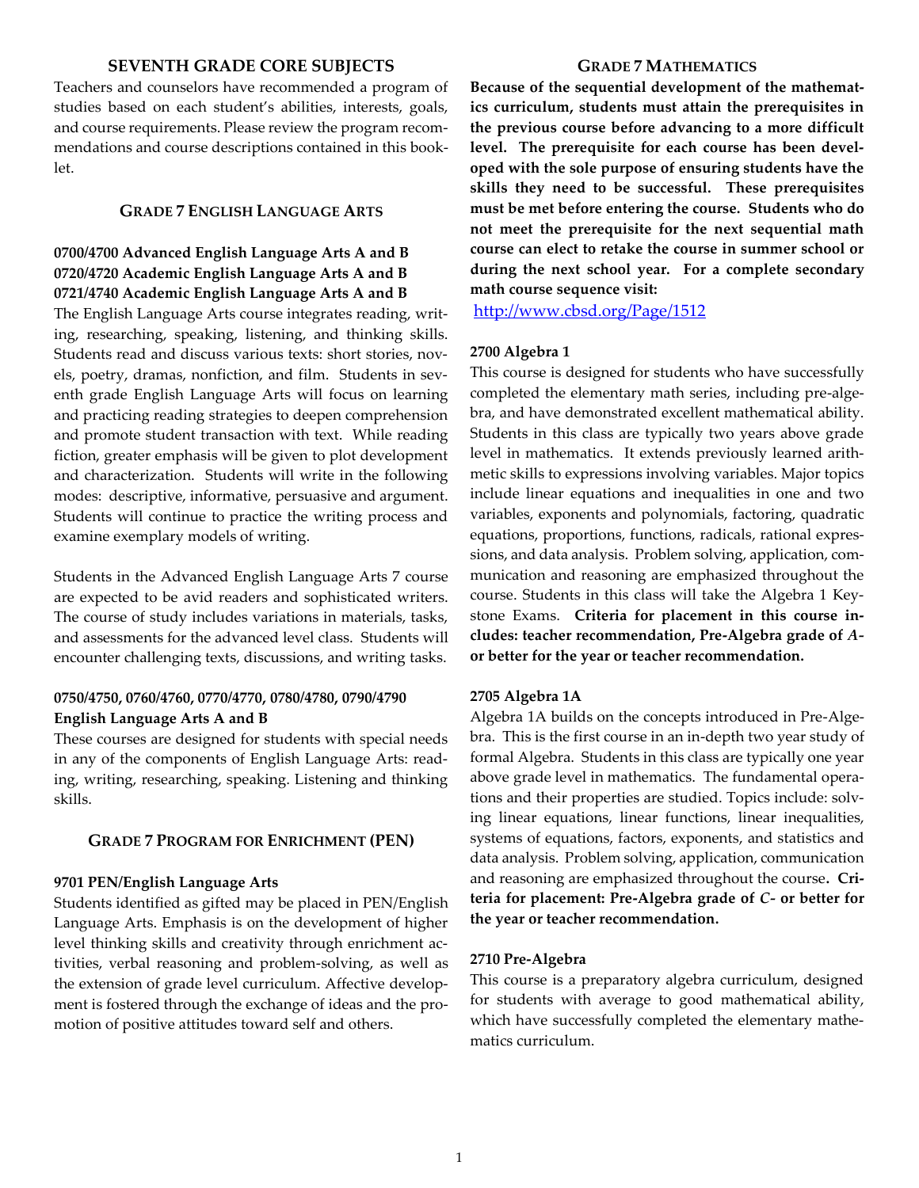## SEVENTH GRADE CORE SUBJECTS

Teachers and counselors have recommended a program of studies based on each student's abilities, interests, goals, and course requirements. Please review the program recommendations and course descriptions contained in this booklet.

### GRADE 7 ENGLISH LANGUAGE ARTS

**0700/4700 Advanced English Language Arts A and B**
**0720/4720 Academic English Language Arts A and B**
**0721/4740 Academic English Language Arts A and B**

The English Language Arts course integrates reading, writing, researching, speaking, listening, and thinking skills. Students read and discuss various texts: short stories, novels, poetry, dramas, nonfiction, and film. Students in seventh grade English Language Arts will focus on learning and practicing reading strategies to deepen comprehension and promote student transaction with text. While reading fiction, greater emphasis will be given to plot development and characterization. Students will write in the following modes: descriptive, informative, persuasive and argument. Students will continue to practice the writing process and examine exemplary models of writing.

Students in the Advanced English Language Arts 7 course are expected to be avid readers and sophisticated writers. The course of study includes variations in materials, tasks, and assessments for the advanced level class. Students will encounter challenging texts, discussions, and writing tasks.

**0750/4750, 0760/4760, 0770/4770, 0780/4780, 0790/4790 English Language Arts A and B**

These courses are designed for students with special needs in any of the components of English Language Arts: reading, writing, researching, speaking. Listening and thinking skills.

### GRADE 7 PROGRAM FOR ENRICHMENT (PEN)

**9701 PEN/English Language Arts**

Students identified as gifted may be placed in PEN/English Language Arts. Emphasis is on the development of higher level thinking skills and creativity through enrichment activities, verbal reasoning and problem-solving, as well as the extension of grade level curriculum. Affective development is fostered through the exchange of ideas and the promotion of positive attitudes toward self and others.

### GRADE 7 MATHEMATICS

**Because of the sequential development of the mathematics curriculum, students must attain the prerequisites in the previous course before advancing to a more difficult level. The prerequisite for each course has been developed with the sole purpose of ensuring students have the skills they need to be successful. These prerequisites must be met before entering the course. Students who do not meet the prerequisite for the next sequential math course can elect to retake the course in summer school or during the next school year. For a complete secondary math course sequence visit:**

http://www.cbsd.org/Page/1512

**2700 Algebra 1**

This course is designed for students who have successfully completed the elementary math series, including pre-algebra, and have demonstrated excellent mathematical ability. Students in this class are typically two years above grade level in mathematics. It extends previously learned arithmetic skills to expressions involving variables. Major topics include linear equations and inequalities in one and two variables, exponents and polynomials, factoring, quadratic equations, proportions, functions, radicals, rational expressions, and data analysis. Problem solving, application, communication and reasoning are emphasized throughout the course. Students in this class will take the Algebra 1 Keystone Exams. **Criteria for placement in this course includes: teacher recommendation, Pre-Algebra grade of *A*- or better for the year or teacher recommendation.**

**2705 Algebra 1A**

Algebra 1A builds on the concepts introduced in Pre-Algebra. This is the first course in an in-depth two year study of formal Algebra. Students in this class are typically one year above grade level in mathematics. The fundamental operations and their properties are studied. Topics include: solving linear equations, linear functions, linear inequalities, systems of equations, factors, exponents, and statistics and data analysis. Problem solving, application, communication and reasoning are emphasized throughout the course**. Criteria for placement: Pre-Algebra grade of *C*- or better for the year or teacher recommendation.**

**2710 Pre-Algebra**

This course is a preparatory algebra curriculum, designed for students with average to good mathematical ability, which have successfully completed the elementary mathematics curriculum.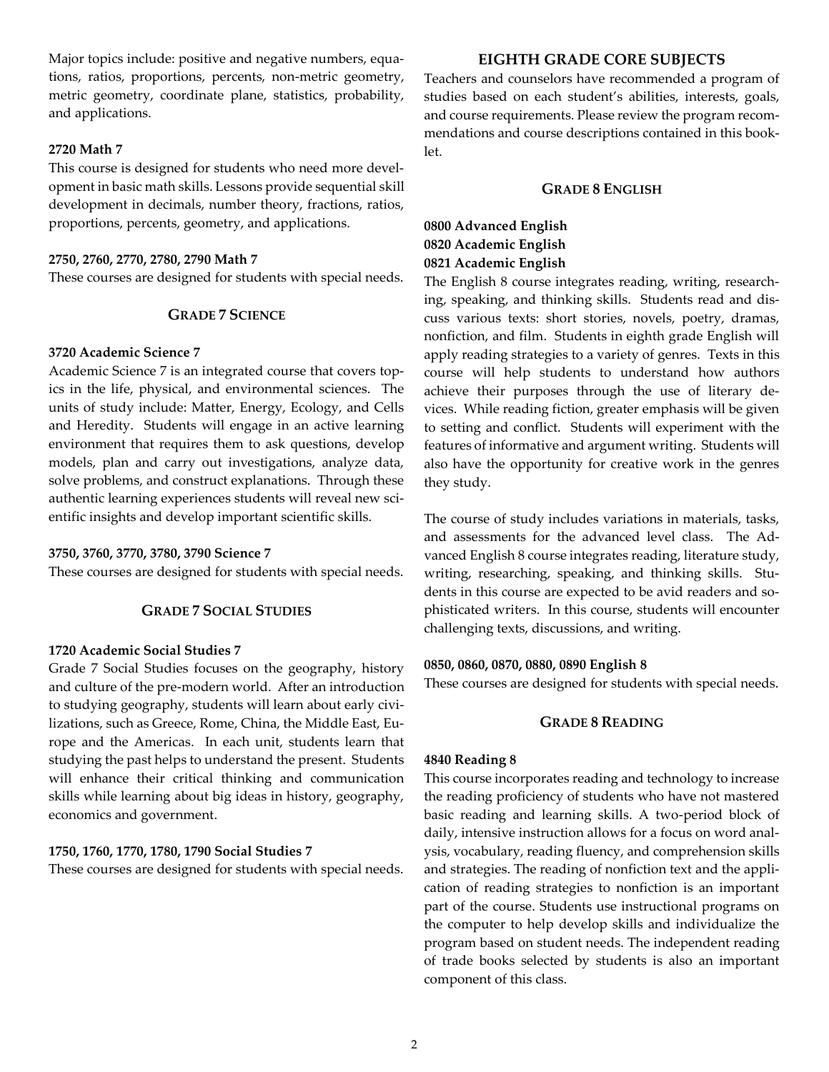Major topics include: positive and negative numbers, equations, ratios, proportions, percents, non-metric geometry, metric geometry, coordinate plane, statistics, probability, and applications.

**2720 Math 7**

This course is designed for students who need more development in basic math skills. Lessons provide sequential skill development in decimals, number theory, fractions, ratios, proportions, percents, geometry, and applications.

**2750, 2760, 2770, 2780, 2790 Math 7**

These courses are designed for students with special needs.

### GRADE 7 SCIENCE

**3720 Academic Science 7**

Academic Science 7 is an integrated course that covers topics in the life, physical, and environmental sciences. The units of study include: Matter, Energy, Ecology, and Cells and Heredity. Students will engage in an active learning environment that requires them to ask questions, develop models, plan and carry out investigations, analyze data, solve problems, and construct explanations. Through these authentic learning experiences students will reveal new scientific insights and develop important scientific skills.

**3750, 3760, 3770, 3780, 3790 Science 7**

These courses are designed for students with special needs.

### GRADE 7 SOCIAL STUDIES

**1720 Academic Social Studies 7**

Grade 7 Social Studies focuses on the geography, history and culture of the pre-modern world. After an introduction to studying geography, students will learn about early civilizations, such as Greece, Rome, China, the Middle East, Europe and the Americas. In each unit, students learn that studying the past helps to understand the present. Students will enhance their critical thinking and communication skills while learning about big ideas in history, geography, economics and government.

**1750, 1760, 1770, 1780, 1790 Social Studies 7**

These courses are designed for students with special needs.

## EIGHTH GRADE CORE SUBJECTS

Teachers and counselors have recommended a program of studies based on each student's abilities, interests, goals, and course requirements. Please review the program recommendations and course descriptions contained in this booklet.

### GRADE 8 ENGLISH

**0800 Advanced English**
**0820 Academic English**
**0821 Academic English**

The English 8 course integrates reading, writing, researching, speaking, and thinking skills. Students read and discuss various texts: short stories, novels, poetry, dramas, nonfiction, and film. Students in eighth grade English will apply reading strategies to a variety of genres. Texts in this course will help students to understand how authors achieve their purposes through the use of literary devices. While reading fiction, greater emphasis will be given to setting and conflict. Students will experiment with the features of informative and argument writing. Students will also have the opportunity for creative work in the genres they study.

The course of study includes variations in materials, tasks, and assessments for the advanced level class. The Advanced English 8 course integrates reading, literature study, writing, researching, speaking, and thinking skills. Students in this course are expected to be avid readers and sophisticated writers. In this course, students will encounter challenging texts, discussions, and writing.

**0850, 0860, 0870, 0880, 0890 English 8**

These courses are designed for students with special needs.

### GRADE 8 READING

**4840 Reading 8**

This course incorporates reading and technology to increase the reading proficiency of students who have not mastered basic reading and learning skills. A two-period block of daily, intensive instruction allows for a focus on word analysis, vocabulary, reading fluency, and comprehension skills and strategies. The reading of nonfiction text and the application of reading strategies to nonfiction is an important part of the course. Students use instructional programs on the computer to help develop skills and individualize the program based on student needs. The independent reading of trade books selected by students is also an important component of this class.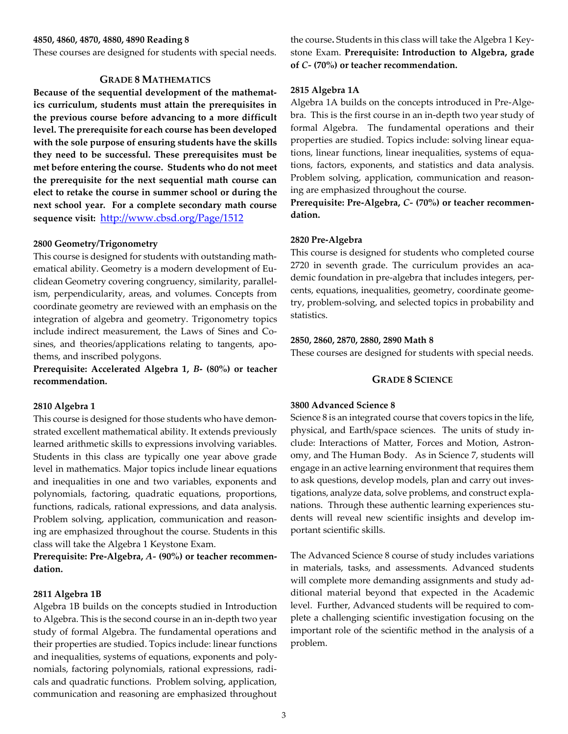### 4850, 4860, 4870, 4880, 4890 Reading 8

These courses are designed for students with special needs.

## GRADE 8 MATHEMATICS

**Because of the sequential development of the mathematics curriculum, students must attain the prerequisites in the previous course before advancing to a more difficult level. The prerequisite for each course has been developed with the sole purpose of ensuring students have the skills they need to be successful. These prerequisites must be met before entering the course. Students who do not meet the prerequisite for the next sequential math course can elect to retake the course in summer school or during the next school year. For a complete secondary math course sequence visit:** http://www.cbsd.org/Page/1512

### 2800 Geometry/Trigonometry

This course is designed for students with outstanding mathematical ability. Geometry is a modern development of Euclidean Geometry covering congruency, similarity, parallelism, perpendicularity, areas, and volumes. Concepts from coordinate geometry are reviewed with an emphasis on the integration of algebra and geometry. Trigonometry topics include indirect measurement, the Laws of Sines and Cosines, and theories/applications relating to tangents, apothems, and inscribed polygons.

**Prerequisite: Accelerated Algebra 1, *B-* (80%) or teacher recommendation.**

### 2810 Algebra 1

This course is designed for those students who have demonstrated excellent mathematical ability. It extends previously learned arithmetic skills to expressions involving variables. Students in this class are typically one year above grade level in mathematics. Major topics include linear equations and inequalities in one and two variables, exponents and polynomials, factoring, quadratic equations, proportions, functions, radicals, rational expressions, and data analysis. Problem solving, application, communication and reasoning are emphasized throughout the course. Students in this class will take the Algebra 1 Keystone Exam.

**Prerequisite: Pre-Algebra, *A-* (90%) or teacher recommendation.**

### 2811 Algebra 1B

Algebra 1B builds on the concepts studied in Introduction to Algebra. This is the second course in an in-depth two year study of formal Algebra. The fundamental operations and their properties are studied. Topics include: linear functions and inequalities, systems of equations, exponents and polynomials, factoring polynomials, rational expressions, radicals and quadratic functions. Problem solving, application, communication and reasoning are emphasized throughout the course**.** Students in this class will take the Algebra 1 Keystone Exam. **Prerequisite: Introduction to Algebra, grade of *C-* (70%) or teacher recommendation.**

### 2815 Algebra 1A

Algebra 1A builds on the concepts introduced in Pre-Algebra. This is the first course in an in-depth two year study of formal Algebra. The fundamental operations and their properties are studied. Topics include: solving linear equations, linear functions, linear inequalities, systems of equations, factors, exponents, and statistics and data analysis. Problem solving, application, communication and reasoning are emphasized throughout the course.

**Prerequisite: Pre-Algebra, *C-* (70%) or teacher recommendation.**

### 2820 Pre-Algebra

This course is designed for students who completed course 2720 in seventh grade. The curriculum provides an academic foundation in pre-algebra that includes integers, percents, equations, inequalities, geometry, coordinate geometry, problem-solving, and selected topics in probability and statistics.

### 2850, 2860, 2870, 2880, 2890 Math 8

These courses are designed for students with special needs.

## GRADE 8 SCIENCE

### 3800 Advanced Science 8

Science 8 is an integrated course that covers topics in the life, physical, and Earth/space sciences. The units of study include: Interactions of Matter, Forces and Motion, Astronomy, and The Human Body. As in Science 7, students will engage in an active learning environment that requires them to ask questions, develop models, plan and carry out investigations, analyze data, solve problems, and construct explanations. Through these authentic learning experiences students will reveal new scientific insights and develop important scientific skills.

The Advanced Science 8 course of study includes variations in materials, tasks, and assessments. Advanced students will complete more demanding assignments and study additional material beyond that expected in the Academic level. Further, Advanced students will be required to complete a challenging scientific investigation focusing on the important role of the scientific method in the analysis of a problem.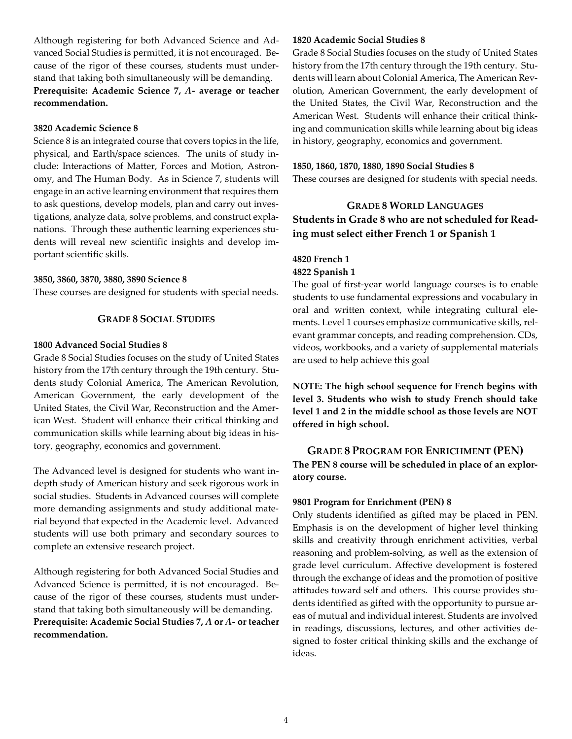Although registering for both Advanced Science and Advanced Social Studies is permitted, it is not encouraged. Because of the rigor of these courses, students must understand that taking both simultaneously will be demanding.
**Prerequisite: Academic Science 7, *A-* average or teacher recommendation.**

#### 3820 Academic Science 8

Science 8 is an integrated course that covers topics in the life, physical, and Earth/space sciences. The units of study include: Interactions of Matter, Forces and Motion, Astronomy, and The Human Body. As in Science 7, students will engage in an active learning environment that requires them to ask questions, develop models, plan and carry out investigations, analyze data, solve problems, and construct explanations. Through these authentic learning experiences students will reveal new scientific insights and develop important scientific skills.

#### 3850, 3860, 3870, 3880, 3890 Science 8

These courses are designed for students with special needs.

### Grade 8 Social Studies

#### 1800 Advanced Social Studies 8

Grade 8 Social Studies focuses on the study of United States history from the 17th century through the 19th century. Students study Colonial America, The American Revolution, American Government, the early development of the United States, the Civil War, Reconstruction and the American West. Student will enhance their critical thinking and communication skills while learning about big ideas in history, geography, economics and government.

The Advanced level is designed for students who want in-depth study of American history and seek rigorous work in social studies. Students in Advanced courses will complete more demanding assignments and study additional material beyond that expected in the Academic level. Advanced students will use both primary and secondary sources to complete an extensive research project.

Although registering for both Advanced Social Studies and Advanced Science is permitted, it is not encouraged. Because of the rigor of these courses, students must understand that taking both simultaneously will be demanding.
**Prerequisite: Academic Social Studies 7, *A* or *A-* or teacher recommendation.**

#### 1820 Academic Social Studies 8

Grade 8 Social Studies focuses on the study of United States history from the 17th century through the 19th century. Students will learn about Colonial America, The American Revolution, American Government, the early development of the United States, the Civil War, Reconstruction and the American West. Students will enhance their critical thinking and communication skills while learning about big ideas in history, geography, economics and government.

#### 1850, 1860, 1870, 1880, 1890 Social Studies 8

These courses are designed for students with special needs.

### Grade 8 World Languages

**Students in Grade 8 who are not scheduled for Reading must select either French 1 or Spanish 1**

#### 4820 French 1
#### 4822 Spanish 1

The goal of first-year world language courses is to enable students to use fundamental expressions and vocabulary in oral and written context, while integrating cultural elements. Level 1 courses emphasize communicative skills, relevant grammar concepts, and reading comprehension. CDs, videos, workbooks, and a variety of supplemental materials are used to help achieve this goal

**NOTE: The high school sequence for French begins with level 3. Students who wish to study French should take level 1 and 2 in the middle school as those levels are NOT offered in high school.**

### Grade 8 Program for Enrichment (PEN)

**The PEN 8 course will be scheduled in place of an exploratory course.**

#### 9801 Program for Enrichment (PEN) 8

Only students identified as gifted may be placed in PEN. Emphasis is on the development of higher level thinking skills and creativity through enrichment activities, verbal reasoning and problem-solving, as well as the extension of grade level curriculum. Affective development is fostered through the exchange of ideas and the promotion of positive attitudes toward self and others. This course provides students identified as gifted with the opportunity to pursue areas of mutual and individual interest. Students are involved in readings, discussions, lectures, and other activities designed to foster critical thinking skills and the exchange of ideas.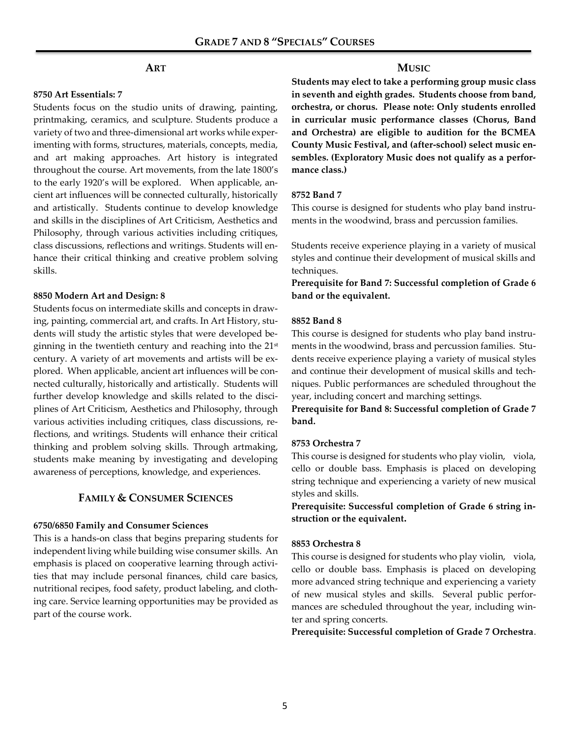# Grade 7 and 8 "Specials" Courses

## Art

**8750 Art Essentials: 7**

Students focus on the studio units of drawing, painting, printmaking, ceramics, and sculpture. Students produce a variety of two and three-dimensional art works while experimenting with forms, structures, materials, concepts, media, and art making approaches. Art history is integrated throughout the course. Art movements, from the late 1800's to the early 1920's will be explored. When applicable, ancient art influences will be connected culturally, historically and artistically. Students continue to develop knowledge and skills in the disciplines of Art Criticism, Aesthetics and Philosophy, through various activities including critiques, class discussions, reflections and writings. Students will enhance their critical thinking and creative problem solving skills.

**8850 Modern Art and Design: 8**

Students focus on intermediate skills and concepts in drawing, painting, commercial art, and crafts. In Art History, students will study the artistic styles that were developed beginning in the twentieth century and reaching into the 21st century. A variety of art movements and artists will be explored. When applicable, ancient art influences will be connected culturally, historically and artistically. Students will further develop knowledge and skills related to the disciplines of Art Criticism, Aesthetics and Philosophy, through various activities including critiques, class discussions, reflections, and writings. Students will enhance their critical thinking and problem solving skills. Through artmaking, students make meaning by investigating and developing awareness of perceptions, knowledge, and experiences.

## Family & Consumer Sciences

**6750/6850 Family and Consumer Sciences**

This is a hands-on class that begins preparing students for independent living while building wise consumer skills. An emphasis is placed on cooperative learning through activities that may include personal finances, child care basics, nutritional recipes, food safety, product labeling, and clothing care. Service learning opportunities may be provided as part of the course work.

## Music

**Students may elect to take a performing group music class in seventh and eighth grades. Students choose from band, orchestra, or chorus. Please note: Only students enrolled in curricular music performance classes (Chorus, Band and Orchestra) are eligible to audition for the BCMEA County Music Festival, and (after-school) select music ensembles. (Exploratory Music does not qualify as a performance class.)**

**8752 Band 7**

This course is designed for students who play band instruments in the woodwind, brass and percussion families.

Students receive experience playing in a variety of musical styles and continue their development of musical skills and techniques.

**Prerequisite for Band 7: Successful completion of Grade 6 band or the equivalent.**

**8852 Band 8**

This course is designed for students who play band instruments in the woodwind, brass and percussion families. Students receive experience playing a variety of musical styles and continue their development of musical skills and techniques. Public performances are scheduled throughout the year, including concert and marching settings.

**Prerequisite for Band 8: Successful completion of Grade 7 band.**

**8753 Orchestra 7**

This course is designed for students who play violin, viola, cello or double bass. Emphasis is placed on developing string technique and experiencing a variety of new musical styles and skills.

**Prerequisite: Successful completion of Grade 6 string instruction or the equivalent.**

**8853 Orchestra 8**

This course is designed for students who play violin, viola, cello or double bass. Emphasis is placed on developing more advanced string technique and experiencing a variety of new musical styles and skills. Several public performances are scheduled throughout the year, including winter and spring concerts.

**Prerequisite: Successful completion of Grade 7 Orchestra**.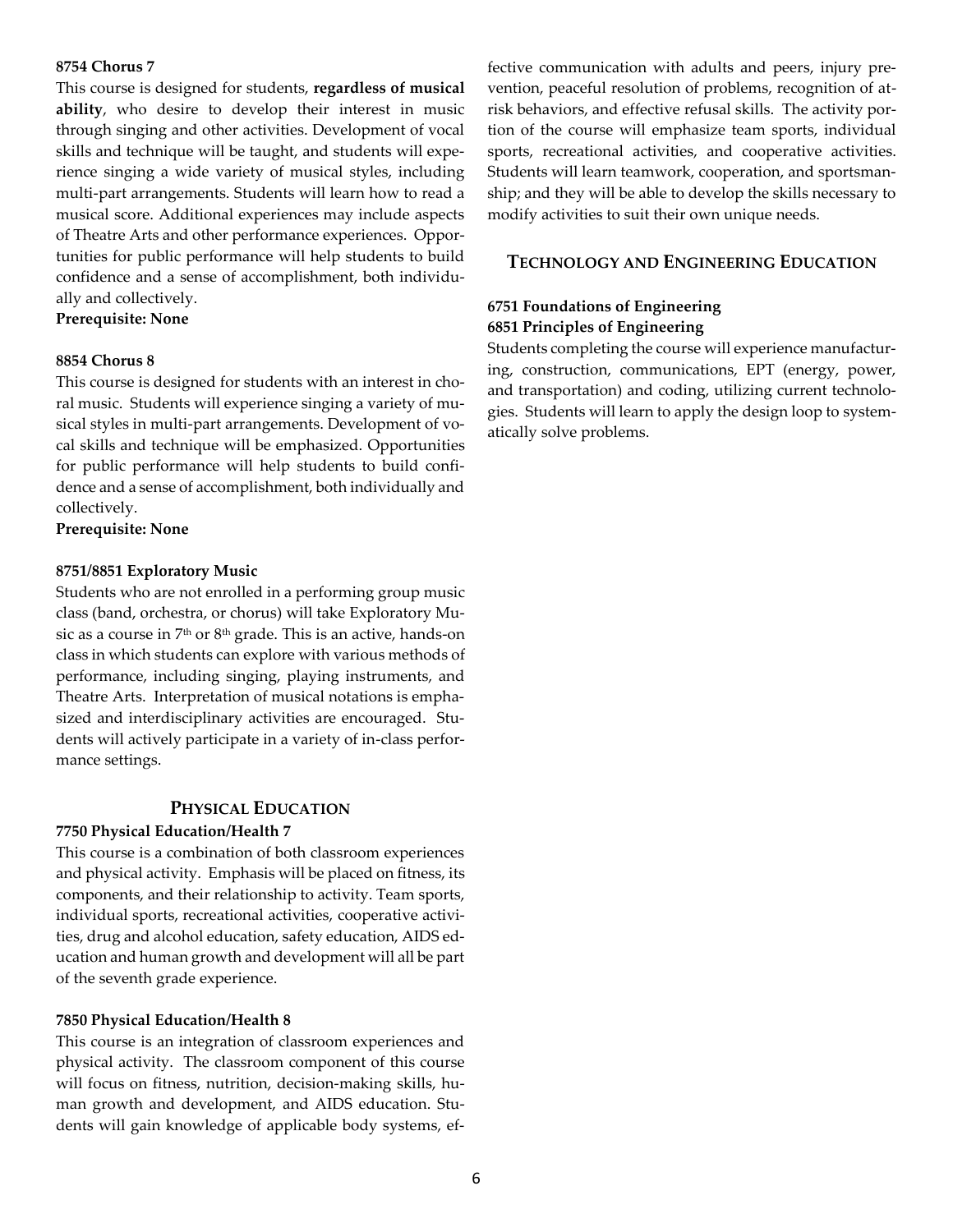**8754 Chorus 7**

This course is designed for students, **regardless of musical ability**, who desire to develop their interest in music through singing and other activities. Development of vocal skills and technique will be taught, and students will experience singing a wide variety of musical styles, including multi-part arrangements. Students will learn how to read a musical score. Additional experiences may include aspects of Theatre Arts and other performance experiences. Opportunities for public performance will help students to build confidence and a sense of accomplishment, both individually and collectively.

**Prerequisite: None**

**8854 Chorus 8**

This course is designed for students with an interest in choral music. Students will experience singing a variety of musical styles in multi-part arrangements. Development of vocal skills and technique will be emphasized. Opportunities for public performance will help students to build confidence and a sense of accomplishment, both individually and collectively.

**Prerequisite: None**

**8751/8851 Exploratory Music**

Students who are not enrolled in a performing group music class (band, orchestra, or chorus) will take Exploratory Music as a course in 7th or 8th grade. This is an active, hands-on class in which students can explore with various methods of performance, including singing, playing instruments, and Theatre Arts. Interpretation of musical notations is emphasized and interdisciplinary activities are encouraged. Students will actively participate in a variety of in-class performance settings.

## Physical Education

**7750 Physical Education/Health 7**

This course is a combination of both classroom experiences and physical activity. Emphasis will be placed on fitness, its components, and their relationship to activity. Team sports, individual sports, recreational activities, cooperative activities, drug and alcohol education, safety education, AIDS education and human growth and development will all be part of the seventh grade experience.

**7850 Physical Education/Health 8**

This course is an integration of classroom experiences and physical activity. The classroom component of this course will focus on fitness, nutrition, decision-making skills, human growth and development, and AIDS education. Students will gain knowledge of applicable body systems, effective communication with adults and peers, injury prevention, peaceful resolution of problems, recognition of at-risk behaviors, and effective refusal skills. The activity portion of the course will emphasize team sports, individual sports, recreational activities, and cooperative activities. Students will learn teamwork, cooperation, and sportsmanship; and they will be able to develop the skills necessary to modify activities to suit their own unique needs.

## Technology and Engineering Education

**6751 Foundations of Engineering**
**6851 Principles of Engineering**

Students completing the course will experience manufacturing, construction, communications, EPT (energy, power, and transportation) and coding, utilizing current technologies. Students will learn to apply the design loop to systematically solve problems.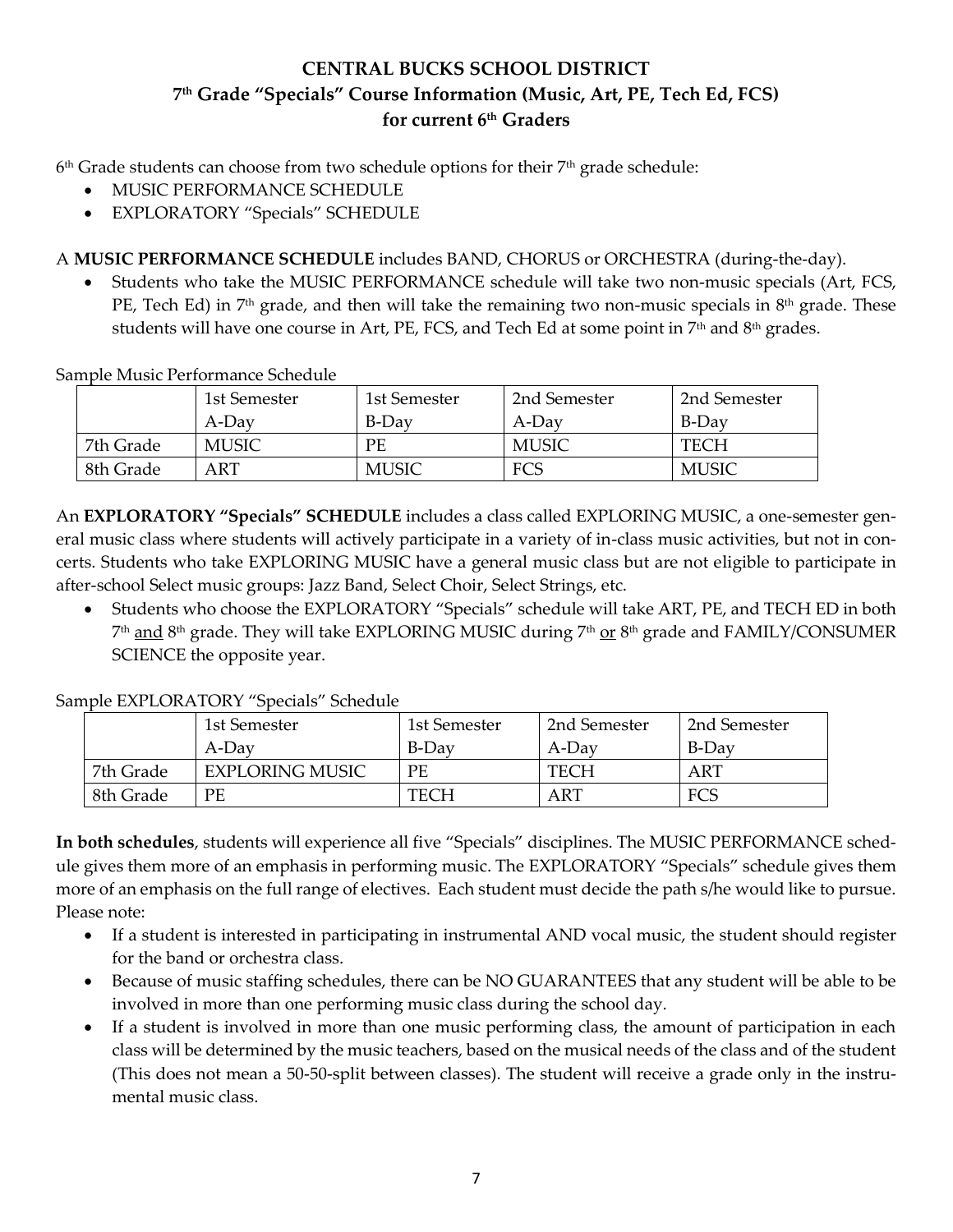# CENTRAL BUCKS SCHOOL DISTRICT
## 7th Grade "Specials" Course Information (Music, Art, PE, Tech Ed, FCS) for current 6th Graders

6th Grade students can choose from two schedule options for their 7th grade schedule:

- MUSIC PERFORMANCE SCHEDULE
- EXPLORATORY "Specials" SCHEDULE

A **MUSIC PERFORMANCE SCHEDULE** includes BAND, CHORUS or ORCHESTRA (during-the-day).

- Students who take the MUSIC PERFORMANCE schedule will take two non-music specials (Art, FCS, PE, Tech Ed) in 7th grade, and then will take the remaining two non-music specials in 8th grade. These students will have one course in Art, PE, FCS, and Tech Ed at some point in 7th and 8th grades.

Sample Music Performance Schedule

| | 1st Semester A-Day | 1st Semester B-Day | 2nd Semester A-Day | 2nd Semester B-Day |
|---|---|---|---|---|
| 7th Grade | MUSIC | PE | MUSIC | TECH |
| 8th Grade | ART | MUSIC | FCS | MUSIC |

An **EXPLORATORY "Specials" SCHEDULE** includes a class called EXPLORING MUSIC, a one-semester general music class where students will actively participate in a variety of in-class music activities, but not in concerts. Students who take EXPLORING MUSIC have a general music class but are not eligible to participate in after-school Select music groups: Jazz Band, Select Choir, Select Strings, etc.

- Students who choose the EXPLORATORY "Specials" schedule will take ART, PE, and TECH ED in both 7th <u>and</u> 8th grade. They will take EXPLORING MUSIC during 7th <u>or</u> 8th grade and FAMILY/CONSUMER SCIENCE the opposite year.

Sample EXPLORATORY "Specials" Schedule

| | 1st Semester A-Day | 1st Semester B-Day | 2nd Semester A-Day | 2nd Semester B-Day |
|---|---|---|---|---|
| 7th Grade | EXPLORING MUSIC | PE | TECH | ART |
| 8th Grade | PE | TECH | ART | FCS |

**In both schedules**, students will experience all five "Specials" disciplines. The MUSIC PERFORMANCE schedule gives them more of an emphasis in performing music. The EXPLORATORY "Specials" schedule gives them more of an emphasis on the full range of electives. Each student must decide the path s/he would like to pursue. Please note:

- If a student is interested in participating in instrumental AND vocal music, the student should register for the band or orchestra class.
- Because of music staffing schedules, there can be NO GUARANTEES that any student will be able to be involved in more than one performing music class during the school day.
- If a student is involved in more than one music performing class, the amount of participation in each class will be determined by the music teachers, based on the musical needs of the class and of the student (This does not mean a 50-50-split between classes). The student will receive a grade only in the instrumental music class.